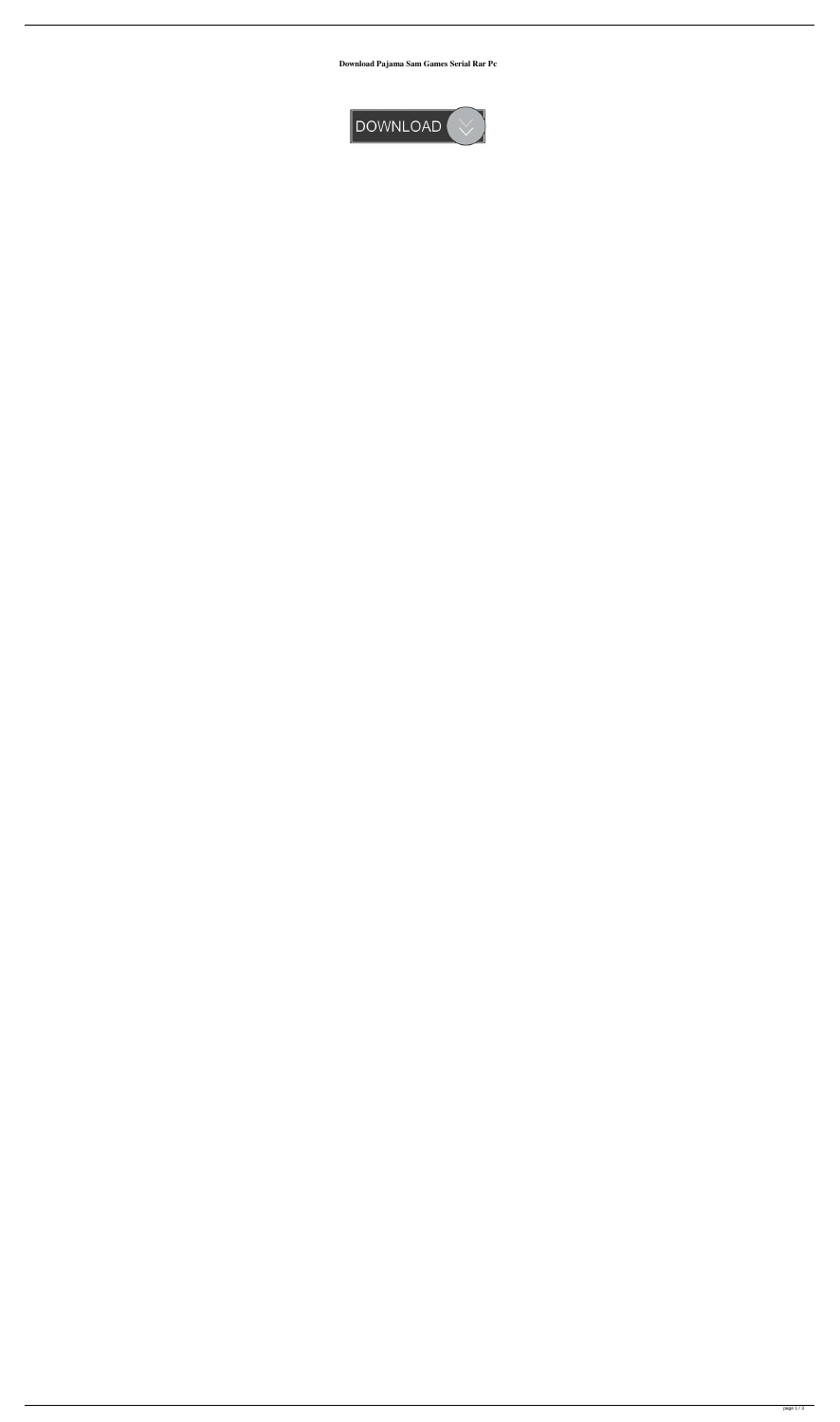**Download Pajama Sam Games Serial Rar Pc**

DOWNLOAD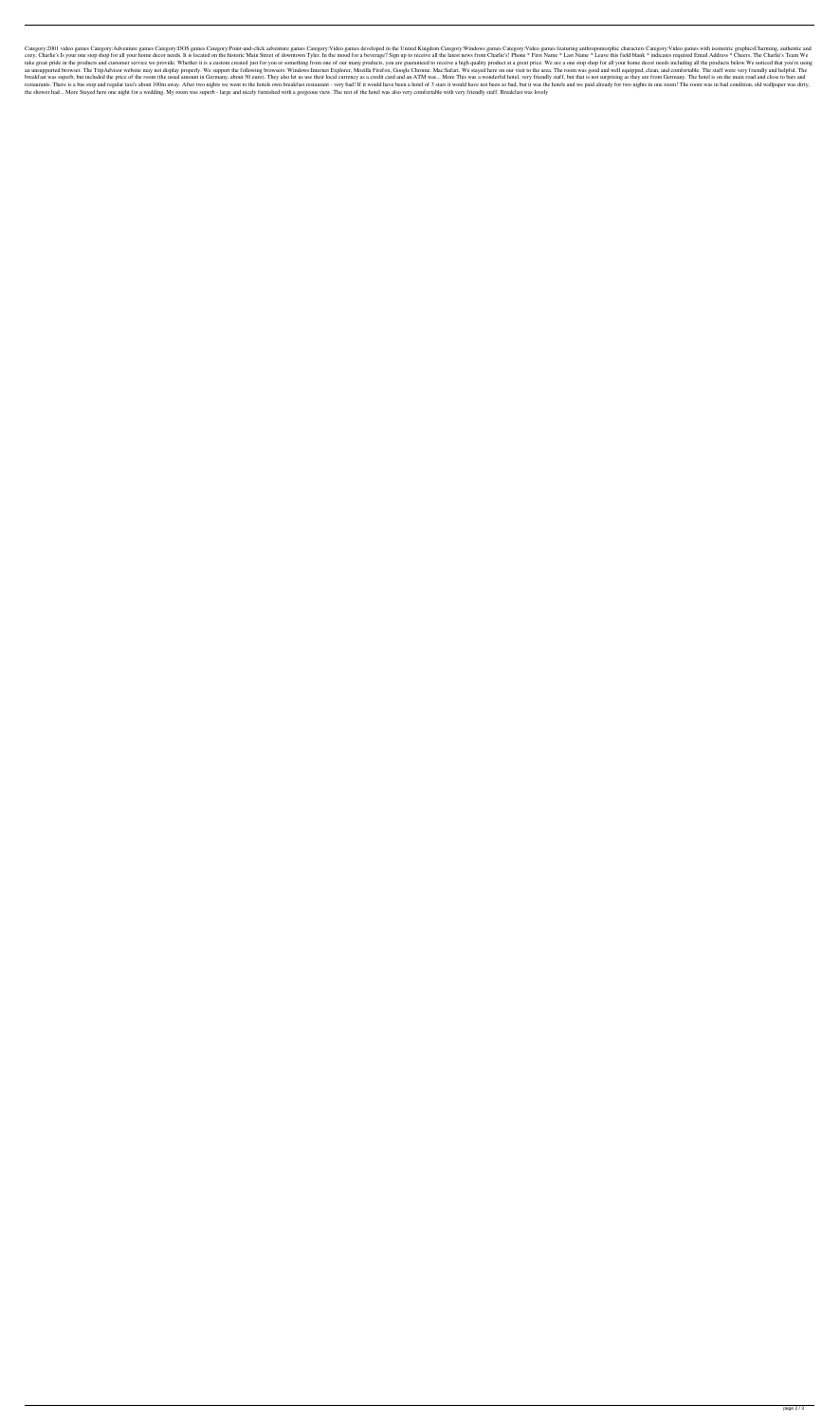Category:2001 video games Category:Adventure games Category:DOS games Category:Point-and-click adventure games Category:Video games developed in the United Kingdom Category:Windows games Category:Video games featuring anthropomorphic characters Category:Video games with isometric graphicsCharming, authentic and cozy. Charlie's Is your one stop shop for all your home decor needs. It is located on the historic Main Street of downtown Tyler. In the mood for a beverage? Sign up to receive all the latest news from Charlie's! Phone * First Name * Last Name * Leave this field blank * indicates required Email Address * Cheers, The Charlie's Team We take great pride in the products and customer service we provide. Whether it is a custom created just for you or something from one of our many products, you are guaranteed to receive a high quality product at a great price. We are a one stop shop for all your home decor needs including all the products below.We noticed that you're using an unsupported browser. The TripAdvisor website may not display properly. We support the following browsers: Windows:Internet Explorer, Mozilla Firefox, Google Chrome. Mac:Safari. We stayed here on our visit to the area. The room was good and well equipped, clean, and comfortable. The staff were very friendly and helpful. The breakfast was superb, but included the price of the room (the usual amount in Germany, about 50 euro). They also let us use their local currency as a credit card and an ATM was... More This was a wonderful hotel, very friendly staff, but that is not surprising as they are from Germany. The hotel is on the main road and close to bars and restaurants. There is a bus stop and regular taxi's about 100m away. After two nights we went to the hotels own breakfast restaurant - very bad! If it would have been a hotel of 3 stars it would have not been so bad, but it was the hotels and we paid already for two nights in one room! The room was in bad condition, old wallpaper was dirty, the shower had... More Stayed here one night for a wedding. My room was superb - large and nicely furnished with a gorgeous view. The rest of the hotel was also very comfortable with very friendly staff. Breakfast was lovely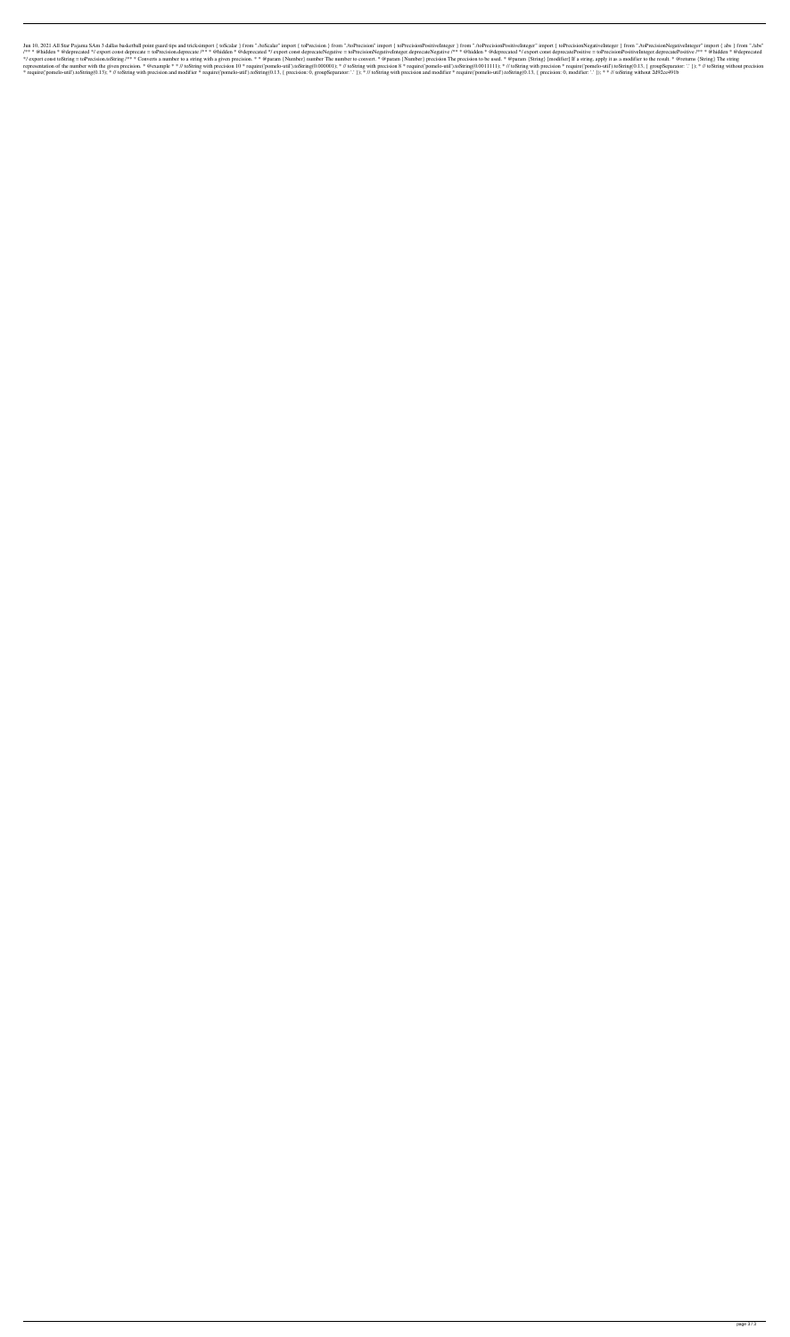Jun 10, 2021 All Star Pajama SAm 3 dallas basketball point guard tips and tricksimport { toScalar } from "./toScalar" import { toPrecision } from "./toPrecision" import { toPrecisionPositiveInteger } from "./toPrecisionPositiveInteger" import { toPrecisionNegativeInteger } from "./toPrecisionNegativeInteger" import { abs } from "./abs" /** * @hidden * @deprecated */ export const deprecate = toPrecision.deprecate /** * @hidden * @deprecated */ export const deprecateNegative = toPrecisionNegativeInteger.deprecateNegative /** * @hidden * @deprecated */ export const deprecatePositive = toPrecisionPositiveInteger.deprecatePositive /** * @hidden * @deprecated */ export const toString = toPrecision.toString /** * Converts a number to a string with a given precision. * * @param {Number} number The number to convert. * @param {Number} precision The precision to be used. * @param {String} [modifier] If a string, apply it as a modifier to the result. * @returns {String} The string representation of the number with the given precision. * @example * * // toString with precision 10 * require('pomelo-util').toString(0.000001); * // toString with precision 8 * require('pomelo-util').toString(0.0011111); * // toString with precision * require('pomelo-util').toString(0.13, { groupSeparator: '.' }); * // toString without precision * require('pomelo-util').toString(0.13); * // toString with precision and modifier * require('pomelo-util').toString(0.13, { precision: 0, groupSeparator: ',' }); * // toString with precision and modifier * require('pomelo-util').toString(0.13, { precision: 0, modifier: ',' }); * * // toString without 2d92ce491b